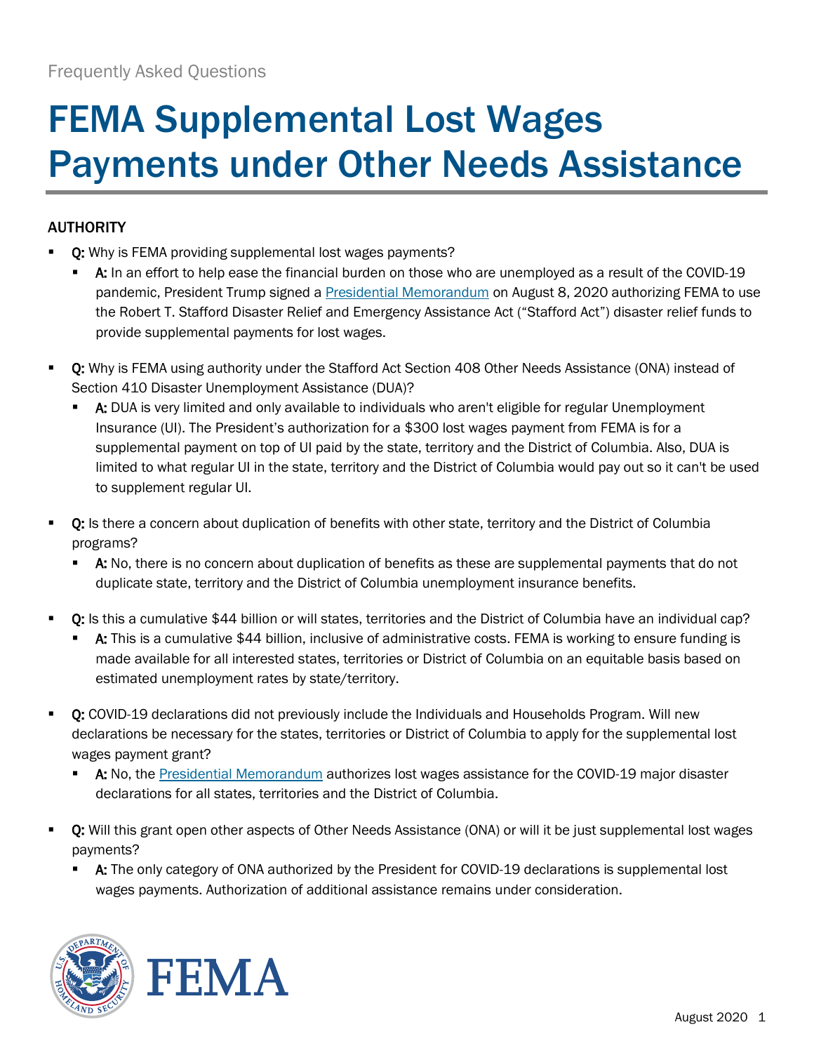Frequently Asked Questions

# FEMA Supplemental Lost Wages Payments under Other Needs Assistance

## AUTHORITY

- **Q:** Why is FEMA providing supplemental lost wages payments?
  - **A:** In an effort to help ease the financial burden on those who are unemployed as a result of the COVID-19 pandemic, President Trump signed a [Presidential Memorandum] on August 8, 2020 authorizing FEMA to use the Robert T. Stafford Disaster Relief and Emergency Assistance Act ("Stafford Act") disaster relief funds to provide supplemental payments for lost wages.

- **Q:** Why is FEMA using authority under the Stafford Act Section 408 Other Needs Assistance (ONA) instead of Section 410 Disaster Unemployment Assistance (DUA)?
  - **A:** DUA is very limited and only available to individuals who aren't eligible for regular Unemployment Insurance (UI). The President's authorization for a $300 lost wages payment from FEMA is for a supplemental payment on top of UI paid by the state, territory and the District of Columbia. Also, DUA is limited to what regular UI in the state, territory and the District of Columbia would pay out so it can't be used to supplement regular UI.

- **Q:** Is there a concern about duplication of benefits with other state, territory and the District of Columbia programs?
  - **A:** No, there is no concern about duplication of benefits as these are supplemental payments that do not duplicate state, territory and the District of Columbia unemployment insurance benefits.

- **Q:** Is this a cumulative $44 billion or will states, territories and the District of Columbia have an individual cap?
  - **A:** This is a cumulative $44 billion, inclusive of administrative costs. FEMA is working to ensure funding is made available for all interested states, territories or District of Columbia on an equitable basis based on estimated unemployment rates by state/territory.

- **Q:** COVID-19 declarations did not previously include the Individuals and Households Program. Will new declarations be necessary for the states, territories or District of Columbia to apply for the supplemental lost wages payment grant?
  - **A:** No, the [Presidential Memorandum] authorizes lost wages assistance for the COVID-19 major disaster declarations for all states, territories and the District of Columbia.

- **Q:** Will this grant open other aspects of Other Needs Assistance (ONA) or will it be just supplemental lost wages payments?
  - **A:** The only category of ONA authorized by the President for COVID-19 declarations is supplemental lost wages payments. Authorization of additional assistance remains under consideration.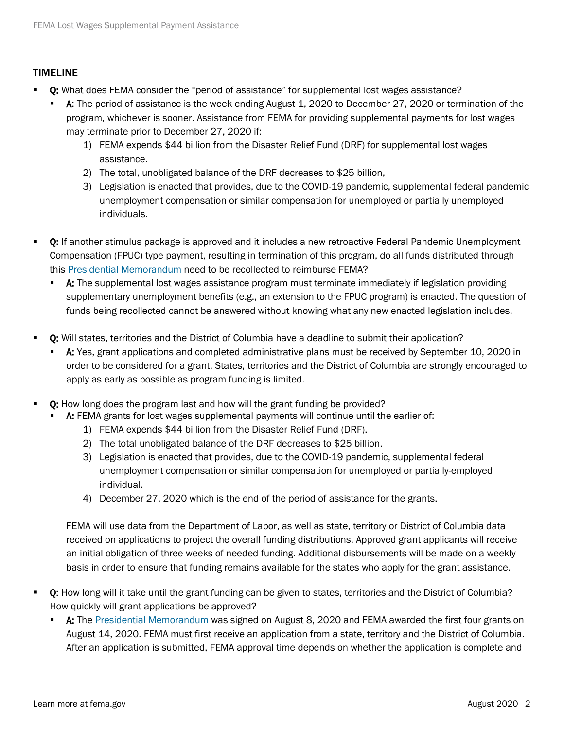## TIMELINE

- **Q:** What does FEMA consider the "period of assistance" for supplemental lost wages assistance?
  - **A**: The period of assistance is the week ending August 1, 2020 to December 27, 2020 or termination of the program, whichever is sooner. Assistance from FEMA for providing supplemental payments for lost wages may terminate prior to December 27, 2020 if:
    1) FEMA expends $44 billion from the Disaster Relief Fund (DRF) for supplemental lost wages assistance.
    2) The total, unobligated balance of the DRF decreases to $25 billion,
    3) Legislation is enacted that provides, due to the COVID-19 pandemic, supplemental federal pandemic unemployment compensation or similar compensation for unemployed or partially unemployed individuals.

- **Q:** If another stimulus package is approved and it includes a new retroactive Federal Pandemic Unemployment Compensation (FPUC) type payment, resulting in termination of this program, do all funds distributed through this Presidential Memorandum need to be recollected to reimburse FEMA?
  - **A:** The supplemental lost wages assistance program must terminate immediately if legislation providing supplementary unemployment benefits (e.g., an extension to the FPUC program) is enacted. The question of funds being recollected cannot be answered without knowing what any new enacted legislation includes.

- **Q:** Will states, territories and the District of Columbia have a deadline to submit their application?
  - **A:** Yes, grant applications and completed administrative plans must be received by September 10, 2020 in order to be considered for a grant. States, territories and the District of Columbia are strongly encouraged to apply as early as possible as program funding is limited.

- **Q:** How long does the program last and how will the grant funding be provided?
  - **A:** FEMA grants for lost wages supplemental payments will continue until the earlier of:
    1) FEMA expends $44 billion from the Disaster Relief Fund (DRF).
    2) The total unobligated balance of the DRF decreases to $25 billion.
    3) Legislation is enacted that provides, due to the COVID-19 pandemic, supplemental federal unemployment compensation or similar compensation for unemployed or partially-employed individual.
    4) December 27, 2020 which is the end of the period of assistance for the grants.

    FEMA will use data from the Department of Labor, as well as state, territory or District of Columbia data received on applications to project the overall funding distributions. Approved grant applicants will receive an initial obligation of three weeks of needed funding. Additional disbursements will be made on a weekly basis in order to ensure that funding remains available for the states who apply for the grant assistance.

- **Q:** How long will it take until the grant funding can be given to states, territories and the District of Columbia? How quickly will grant applications be approved?
  - **A:** The Presidential Memorandum was signed on August 8, 2020 and FEMA awarded the first four grants on August 14, 2020. FEMA must first receive an application from a state, territory and the District of Columbia. After an application is submitted, FEMA approval time depends on whether the application is complete and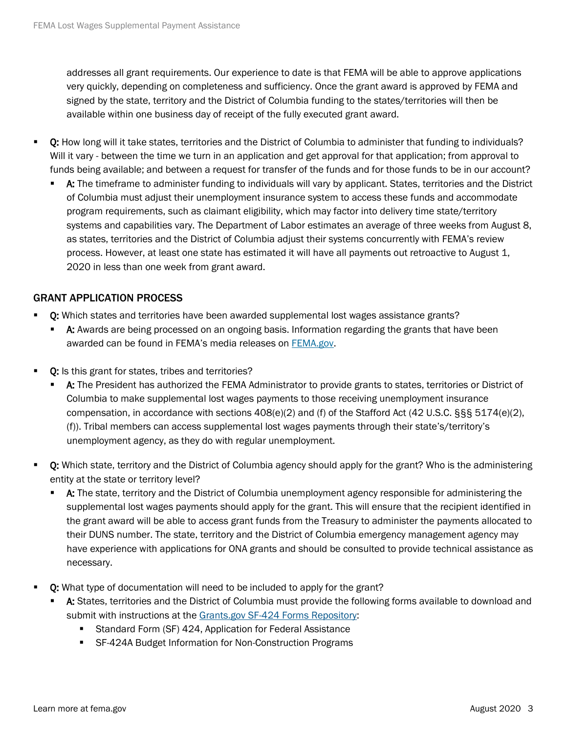addresses all grant requirements. Our experience to date is that FEMA will be able to approve applications very quickly, depending on completeness and sufficiency. Once the grant award is approved by FEMA and signed by the state, territory and the District of Columbia funding to the states/territories will then be available within one business day of receipt of the fully executed grant award.

- **Q:** How long will it take states, territories and the District of Columbia to administer that funding to individuals? Will it vary - between the time we turn in an application and get approval for that application; from approval to funds being available; and between a request for transfer of the funds and for those funds to be in our account?
  - **A:** The timeframe to administer funding to individuals will vary by applicant. States, territories and the District of Columbia must adjust their unemployment insurance system to access these funds and accommodate program requirements, such as claimant eligibility, which may factor into delivery time state/territory systems and capabilities vary. The Department of Labor estimates an average of three weeks from August 8, as states, territories and the District of Columbia adjust their systems concurrently with FEMA's review process. However, at least one state has estimated it will have all payments out retroactive to August 1, 2020 in less than one week from grant award.

## GRANT APPLICATION PROCESS

- **Q:** Which states and territories have been awarded supplemental lost wages assistance grants?
  - **A:** Awards are being processed on an ongoing basis. Information regarding the grants that have been awarded can be found in FEMA's media releases on [FEMA.gov](FEMA.gov).

- **Q:** Is this grant for states, tribes and territories?
  - **A:** The President has authorized the FEMA Administrator to provide grants to states, territories or District of Columbia to make supplemental lost wages payments to those receiving unemployment insurance compensation, in accordance with sections 408(e)(2) and (f) of the Stafford Act (42 U.S.C. §§§ 5174(e)(2), (f)). Tribal members can access supplemental lost wages payments through their state's/territory's unemployment agency, as they do with regular unemployment.

- **Q:** Which state, territory and the District of Columbia agency should apply for the grant? Who is the administering entity at the state or territory level?
  - **A:** The state, territory and the District of Columbia unemployment agency responsible for administering the supplemental lost wages payments should apply for the grant. This will ensure that the recipient identified in the grant award will be able to access grant funds from the Treasury to administer the payments allocated to their DUNS number. The state, territory and the District of Columbia emergency management agency may have experience with applications for ONA grants and should be consulted to provide technical assistance as necessary.

- **Q:** What type of documentation will need to be included to apply for the grant?
  - **A:** States, territories and the District of Columbia must provide the following forms available to download and submit with instructions at the Grants.gov SF-424 Forms Repository:
    - Standard Form (SF) 424, Application for Federal Assistance
    - SF-424A Budget Information for Non-Construction Programs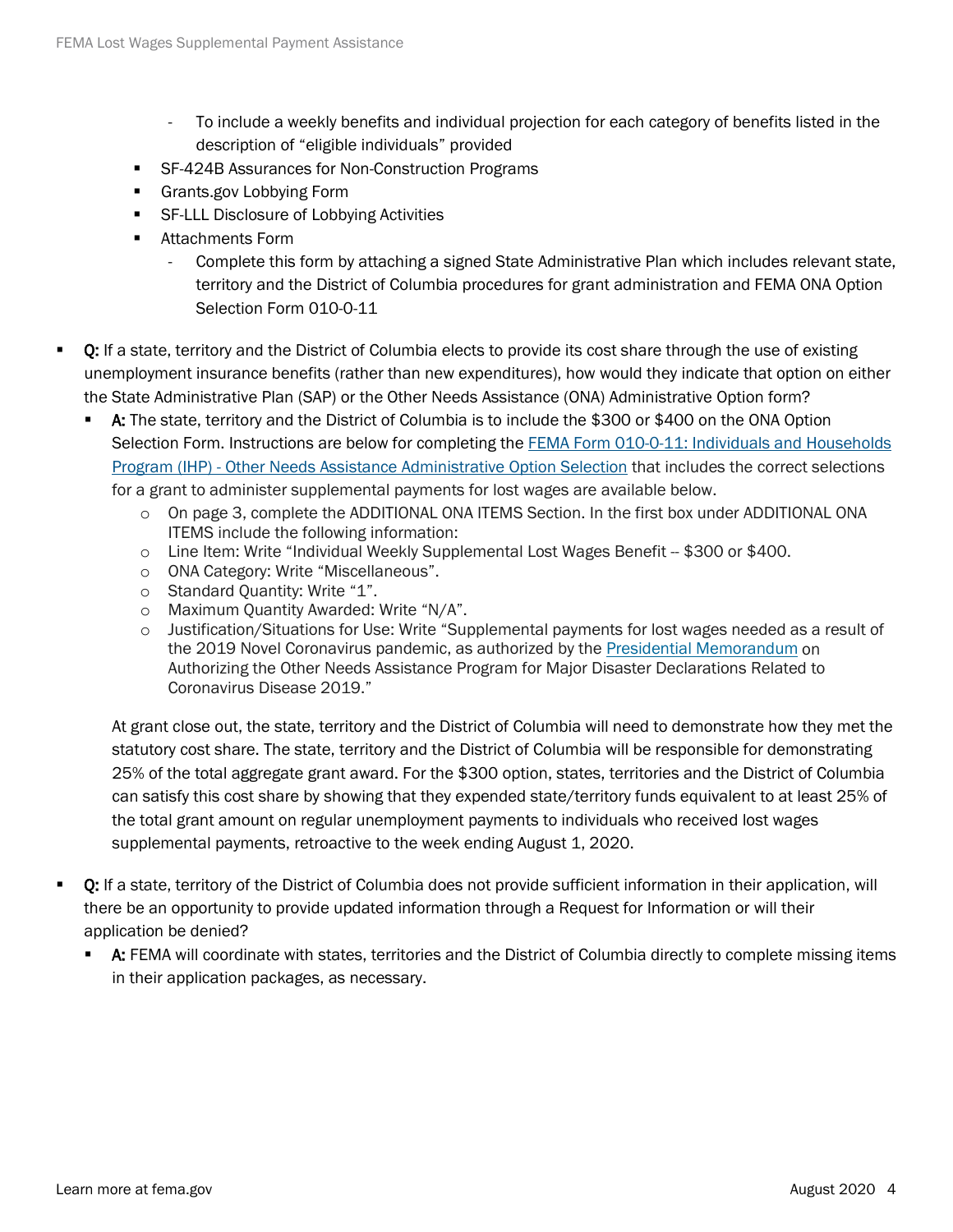- To include a weekly benefits and individual projection for each category of benefits listed in the description of "eligible individuals" provided
    - SF-424B Assurances for Non-Construction Programs
    - Grants.gov Lobbying Form
    - SF-LLL Disclosure of Lobbying Activities
    - Attachments Form
        - Complete this form by attaching a signed State Administrative Plan which includes relevant state, territory and the District of Columbia procedures for grant administration and FEMA ONA Option Selection Form 010-0-11

- **Q:** If a state, territory and the District of Columbia elects to provide its cost share through the use of existing unemployment insurance benefits (rather than new expenditures), how would they indicate that option on either the State Administrative Plan (SAP) or the Other Needs Assistance (ONA) Administrative Option form?
    - **A:** The state, territory and the District of Columbia is to include the $300 or $400 on the ONA Option Selection Form. Instructions are below for completing the [FEMA Form 010-0-11: Individuals and Households Program (IHP) - Other Needs Assistance Administrative Option Selection]() that includes the correct selections for a grant to administer supplemental payments for lost wages are available below.
        - On page 3, complete the ADDITIONAL ONA ITEMS Section. In the first box under ADDITIONAL ONA ITEMS include the following information:
        - Line Item: Write "Individual Weekly Supplemental Lost Wages Benefit -- $300 or $400.
        - ONA Category: Write "Miscellaneous".
        - Standard Quantity: Write "1".
        - Maximum Quantity Awarded: Write "N/A".
        - Justification/Situations for Use: Write "Supplemental payments for lost wages needed as a result of the 2019 Novel Coronavirus pandemic, as authorized by the [Presidential Memorandum]() on Authorizing the Other Needs Assistance Program for Major Disaster Declarations Related to Coronavirus Disease 2019."

    At grant close out, the state, territory and the District of Columbia will need to demonstrate how they met the statutory cost share. The state, territory and the District of Columbia will be responsible for demonstrating 25% of the total aggregate grant award. For the $300 option, states, territories and the District of Columbia can satisfy this cost share by showing that they expended state/territory funds equivalent to at least 25% of the total grant amount on regular unemployment payments to individuals who received lost wages supplemental payments, retroactive to the week ending August 1, 2020.

- **Q:** If a state, territory of the District of Columbia does not provide sufficient information in their application, will there be an opportunity to provide updated information through a Request for Information or will their application be denied?
    - **A:** FEMA will coordinate with states, territories and the District of Columbia directly to complete missing items in their application packages, as necessary.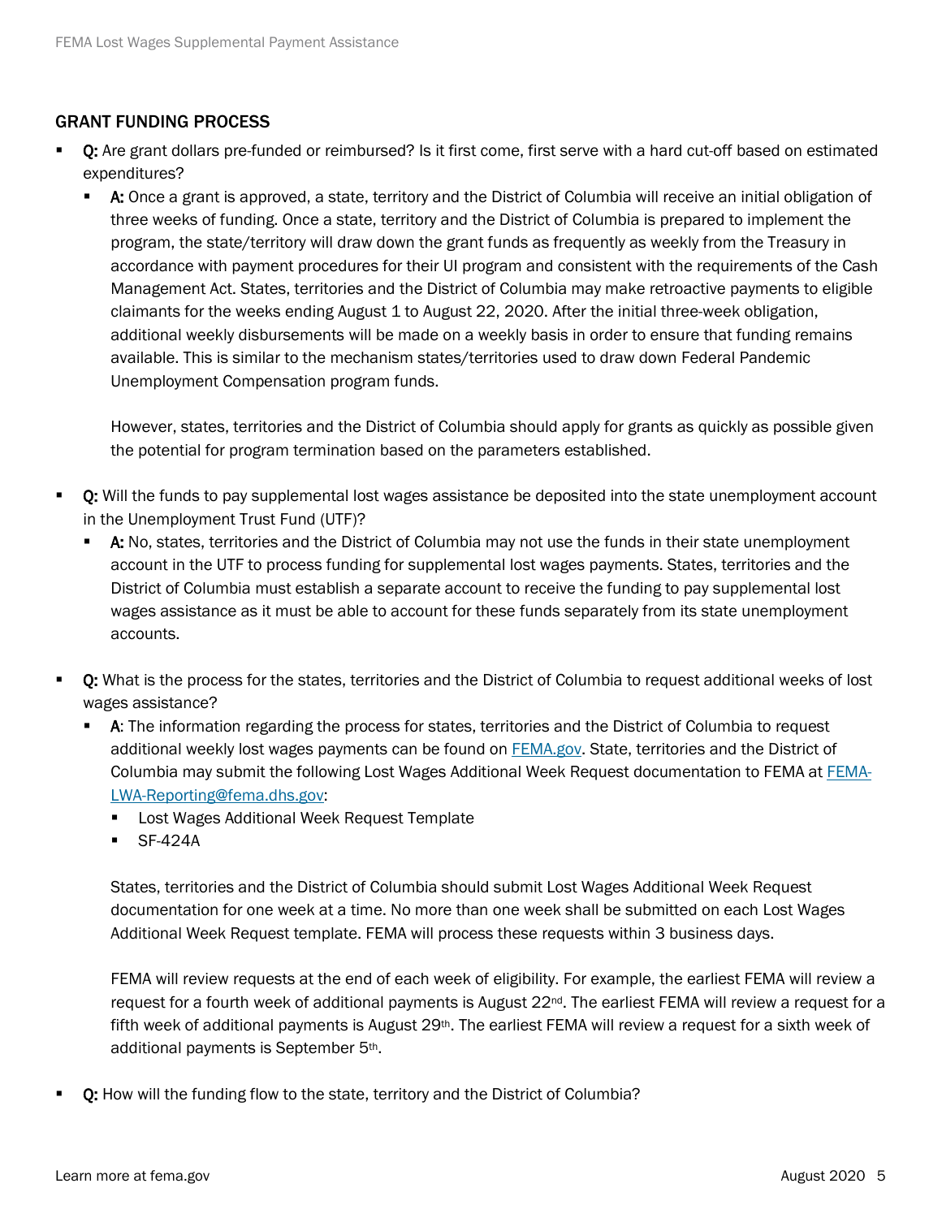## GRANT FUNDING PROCESS

- **Q:** Are grant dollars pre-funded or reimbursed? Is it first come, first serve with a hard cut-off based on estimated expenditures?
  - **A:** Once a grant is approved, a state, territory and the District of Columbia will receive an initial obligation of three weeks of funding. Once a state, territory and the District of Columbia is prepared to implement the program, the state/territory will draw down the grant funds as frequently as weekly from the Treasury in accordance with payment procedures for their UI program and consistent with the requirements of the Cash Management Act. States, territories and the District of Columbia may make retroactive payments to eligible claimants for the weeks ending August 1 to August 22, 2020. After the initial three-week obligation, additional weekly disbursements will be made on a weekly basis in order to ensure that funding remains available. This is similar to the mechanism states/territories used to draw down Federal Pandemic Unemployment Compensation program funds.

    However, states, territories and the District of Columbia should apply for grants as quickly as possible given the potential for program termination based on the parameters established.

- **Q:** Will the funds to pay supplemental lost wages assistance be deposited into the state unemployment account in the Unemployment Trust Fund (UTF)?
  - **A:** No, states, territories and the District of Columbia may not use the funds in their state unemployment account in the UTF to process funding for supplemental lost wages payments. States, territories and the District of Columbia must establish a separate account to receive the funding to pay supplemental lost wages assistance as it must be able to account for these funds separately from its state unemployment accounts.

- **Q:** What is the process for the states, territories and the District of Columbia to request additional weeks of lost wages assistance?
  - **A**: The information regarding the process for states, territories and the District of Columbia to request additional weekly lost wages payments can be found on [FEMA.gov](FEMA.gov). State, territories and the District of Columbia may submit the following Lost Wages Additional Week Request documentation to FEMA at [FEMA-LWA-Reporting@fema.dhs.gov](mailto:FEMA-LWA-Reporting@fema.dhs.gov):
    - Lost Wages Additional Week Request Template
    - SF-424A

    States, territories and the District of Columbia should submit Lost Wages Additional Week Request documentation for one week at a time. No more than one week shall be submitted on each Lost Wages Additional Week Request template. FEMA will process these requests within 3 business days.

    FEMA will review requests at the end of each week of eligibility. For example, the earliest FEMA will review a request for a fourth week of additional payments is August 22nd. The earliest FEMA will review a request for a fifth week of additional payments is August 29th. The earliest FEMA will review a request for a sixth week of additional payments is September 5th.

- **Q:** How will the funding flow to the state, territory and the District of Columbia?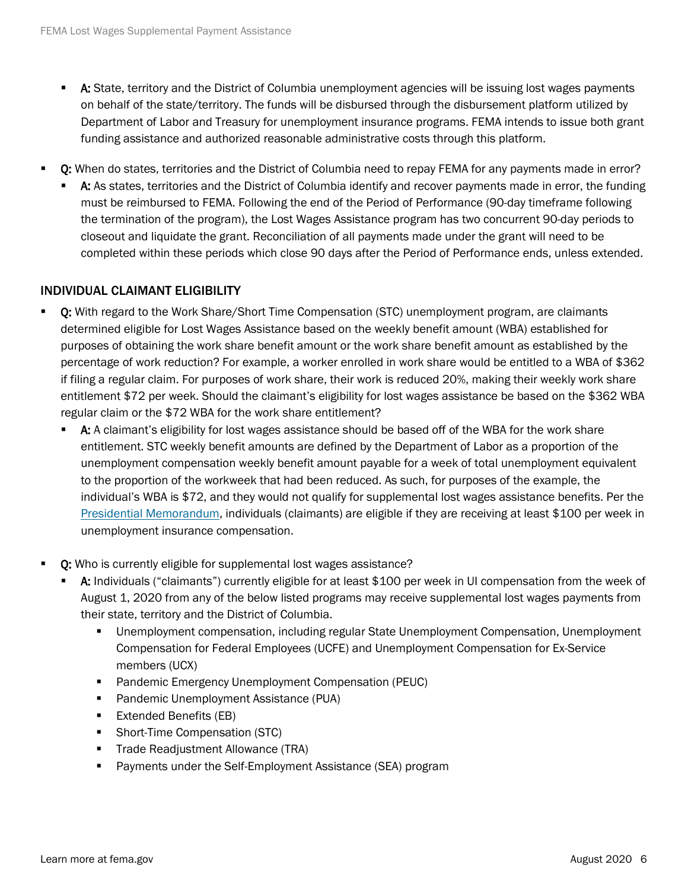- **A:** State, territory and the District of Columbia unemployment agencies will be issuing lost wages payments on behalf of the state/territory. The funds will be disbursed through the disbursement platform utilized by Department of Labor and Treasury for unemployment insurance programs. FEMA intends to issue both grant funding assistance and authorized reasonable administrative costs through this platform.

- **Q:** When do states, territories and the District of Columbia need to repay FEMA for any payments made in error?
  - **A:** As states, territories and the District of Columbia identify and recover payments made in error, the funding must be reimbursed to FEMA. Following the end of the Period of Performance (90-day timeframe following the termination of the program), the Lost Wages Assistance program has two concurrent 90-day periods to closeout and liquidate the grant. Reconciliation of all payments made under the grant will need to be completed within these periods which close 90 days after the Period of Performance ends, unless extended.

## INDIVIDUAL CLAIMANT ELIGIBILITY

- **Q:** With regard to the Work Share/Short Time Compensation (STC) unemployment program, are claimants determined eligible for Lost Wages Assistance based on the weekly benefit amount (WBA) established for purposes of obtaining the work share benefit amount or the work share benefit amount as established by the percentage of work reduction? For example, a worker enrolled in work share would be entitled to a WBA of $362 if filing a regular claim. For purposes of work share, their work is reduced 20%, making their weekly work share entitlement $72 per week. Should the claimant's eligibility for lost wages assistance be based on the $362 WBA regular claim or the $72 WBA for the work share entitlement?
  - **A:** A claimant's eligibility for lost wages assistance should be based off of the WBA for the work share entitlement. STC weekly benefit amounts are defined by the Department of Labor as a proportion of the unemployment compensation weekly benefit amount payable for a week of total unemployment equivalent to the proportion of the workweek that had been reduced. As such, for purposes of the example, the individual's WBA is $72, and they would not qualify for supplemental lost wages assistance benefits. Per the Presidential Memorandum, individuals (claimants) are eligible if they are receiving at least $100 per week in unemployment insurance compensation.

- **Q:** Who is currently eligible for supplemental lost wages assistance?
  - **A:** Individuals ("claimants") currently eligible for at least $100 per week in UI compensation from the week of August 1, 2020 from any of the below listed programs may receive supplemental lost wages payments from their state, territory and the District of Columbia.
    - Unemployment compensation, including regular State Unemployment Compensation, Unemployment Compensation for Federal Employees (UCFE) and Unemployment Compensation for Ex-Service members (UCX)
    - Pandemic Emergency Unemployment Compensation (PEUC)
    - Pandemic Unemployment Assistance (PUA)
    - Extended Benefits (EB)
    - Short-Time Compensation (STC)
    - Trade Readjustment Allowance (TRA)
    - Payments under the Self-Employment Assistance (SEA) program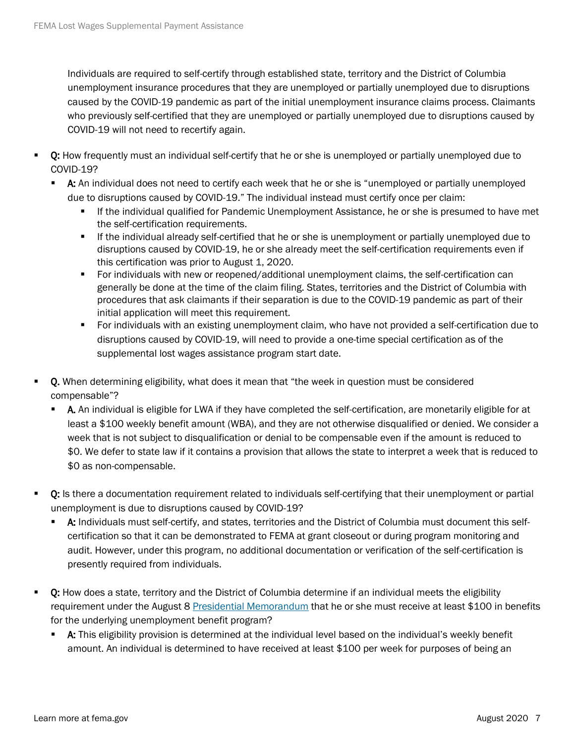Individuals are required to self-certify through established state, territory and the District of Columbia unemployment insurance procedures that they are unemployed or partially unemployed due to disruptions caused by the COVID-19 pandemic as part of the initial unemployment insurance claims process. Claimants who previously self-certified that they are unemployed or partially unemployed due to disruptions caused by COVID-19 will not need to recertify again.

- **Q:** How frequently must an individual self-certify that he or she is unemployed or partially unemployed due to COVID-19?
  - **A:** An individual does not need to certify each week that he or she is "unemployed or partially unemployed due to disruptions caused by COVID-19." The individual instead must certify once per claim:
    - If the individual qualified for Pandemic Unemployment Assistance, he or she is presumed to have met the self-certification requirements.
    - If the individual already self-certified that he or she is unemployment or partially unemployed due to disruptions caused by COVID-19, he or she already meet the self-certification requirements even if this certification was prior to August 1, 2020.
    - For individuals with new or reopened/additional unemployment claims, the self-certification can generally be done at the time of the claim filing. States, territories and the District of Columbia with procedures that ask claimants if their separation is due to the COVID-19 pandemic as part of their initial application will meet this requirement.
    - For individuals with an existing unemployment claim, who have not provided a self-certification due to disruptions caused by COVID-19, will need to provide a one-time special certification as of the supplemental lost wages assistance program start date.

- **Q.** When determining eligibility, what does it mean that "the week in question must be considered compensable"?
  - **A.** An individual is eligible for LWA if they have completed the self-certification, are monetarily eligible for at least a $100 weekly benefit amount (WBA), and they are not otherwise disqualified or denied. We consider a week that is not subject to disqualification or denial to be compensable even if the amount is reduced to $0. We defer to state law if it contains a provision that allows the state to interpret a week that is reduced to $0 as non-compensable.

- **Q:** Is there a documentation requirement related to individuals self-certifying that their unemployment or partial unemployment is due to disruptions caused by COVID-19?
  - **A:** Individuals must self-certify, and states, territories and the District of Columbia must document this self-certification so that it can be demonstrated to FEMA at grant closeout or during program monitoring and audit. However, under this program, no additional documentation or verification of the self-certification is presently required from individuals.

- **Q:** How does a state, territory and the District of Columbia determine if an individual meets the eligibility requirement under the August 8 Presidential Memorandum that he or she must receive at least $100 in benefits for the underlying unemployment benefit program?
  - **A:** This eligibility provision is determined at the individual level based on the individual's weekly benefit amount. An individual is determined to have received at least $100 per week for purposes of being an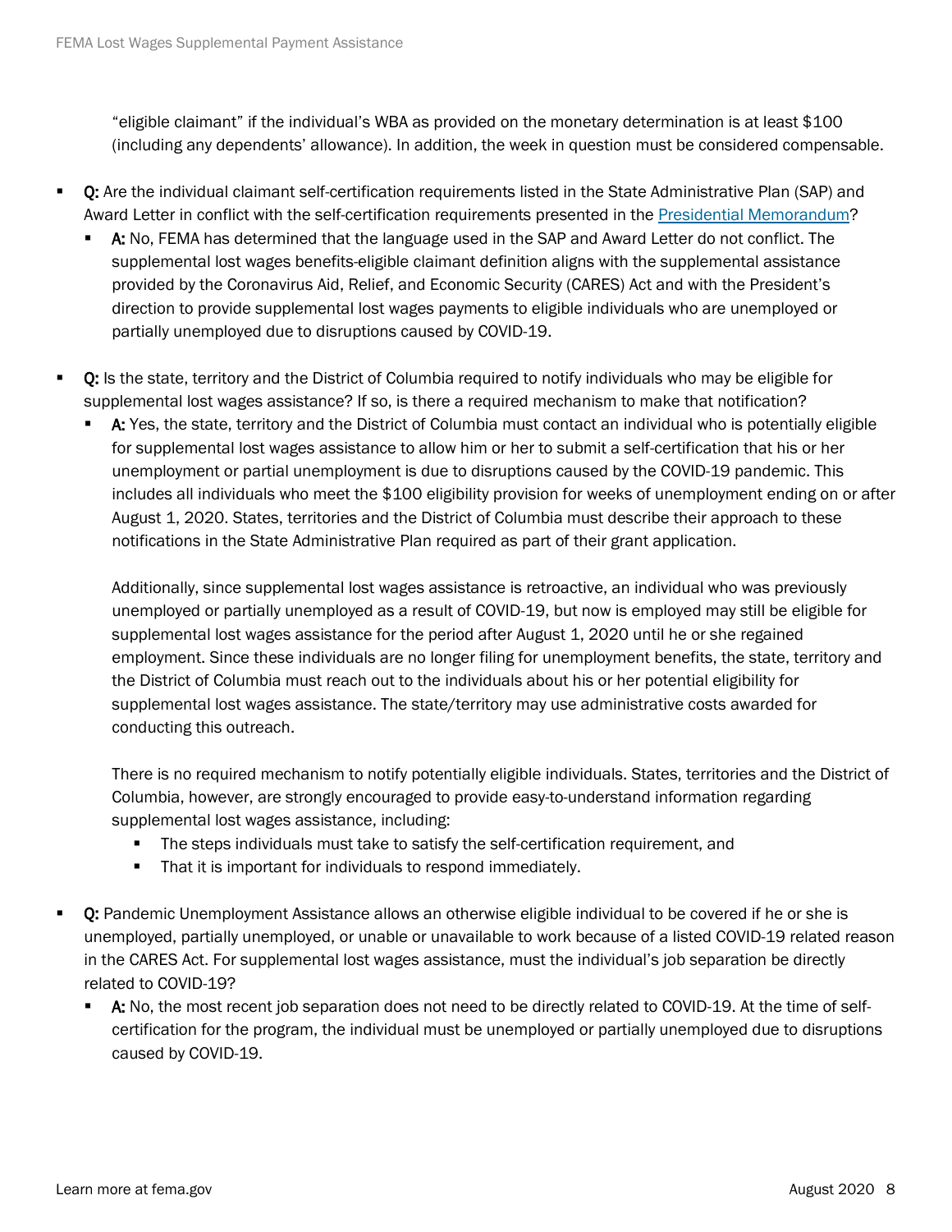"eligible claimant" if the individual's WBA as provided on the monetary determination is at least $100 (including any dependents' allowance). In addition, the week in question must be considered compensable.

- **Q:** Are the individual claimant self-certification requirements listed in the State Administrative Plan (SAP) and Award Letter in conflict with the self-certification requirements presented in the [Presidential Memorandum]?
  - **A:** No, FEMA has determined that the language used in the SAP and Award Letter do not conflict. The supplemental lost wages benefits-eligible claimant definition aligns with the supplemental assistance provided by the Coronavirus Aid, Relief, and Economic Security (CARES) Act and with the President's direction to provide supplemental lost wages payments to eligible individuals who are unemployed or partially unemployed due to disruptions caused by COVID-19.

- **Q:** Is the state, territory and the District of Columbia required to notify individuals who may be eligible for supplemental lost wages assistance? If so, is there a required mechanism to make that notification?
  - **A:** Yes, the state, territory and the District of Columbia must contact an individual who is potentially eligible for supplemental lost wages assistance to allow him or her to submit a self-certification that his or her unemployment or partial unemployment is due to disruptions caused by the COVID-19 pandemic. This includes all individuals who meet the $100 eligibility provision for weeks of unemployment ending on or after August 1, 2020. States, territories and the District of Columbia must describe their approach to these notifications in the State Administrative Plan required as part of their grant application.

    Additionally, since supplemental lost wages assistance is retroactive, an individual who was previously unemployed or partially unemployed as a result of COVID-19, but now is employed may still be eligible for supplemental lost wages assistance for the period after August 1, 2020 until he or she regained employment. Since these individuals are no longer filing for unemployment benefits, the state, territory and the District of Columbia must reach out to the individuals about his or her potential eligibility for supplemental lost wages assistance. The state/territory may use administrative costs awarded for conducting this outreach.

    There is no required mechanism to notify potentially eligible individuals. States, territories and the District of Columbia, however, are strongly encouraged to provide easy-to-understand information regarding supplemental lost wages assistance, including:
    - The steps individuals must take to satisfy the self-certification requirement, and
    - That it is important for individuals to respond immediately.

- **Q:** Pandemic Unemployment Assistance allows an otherwise eligible individual to be covered if he or she is unemployed, partially unemployed, or unable or unavailable to work because of a listed COVID-19 related reason in the CARES Act. For supplemental lost wages assistance, must the individual's job separation be directly related to COVID-19?
  - **A:** No, the most recent job separation does not need to be directly related to COVID-19. At the time of self-certification for the program, the individual must be unemployed or partially unemployed due to disruptions caused by COVID-19.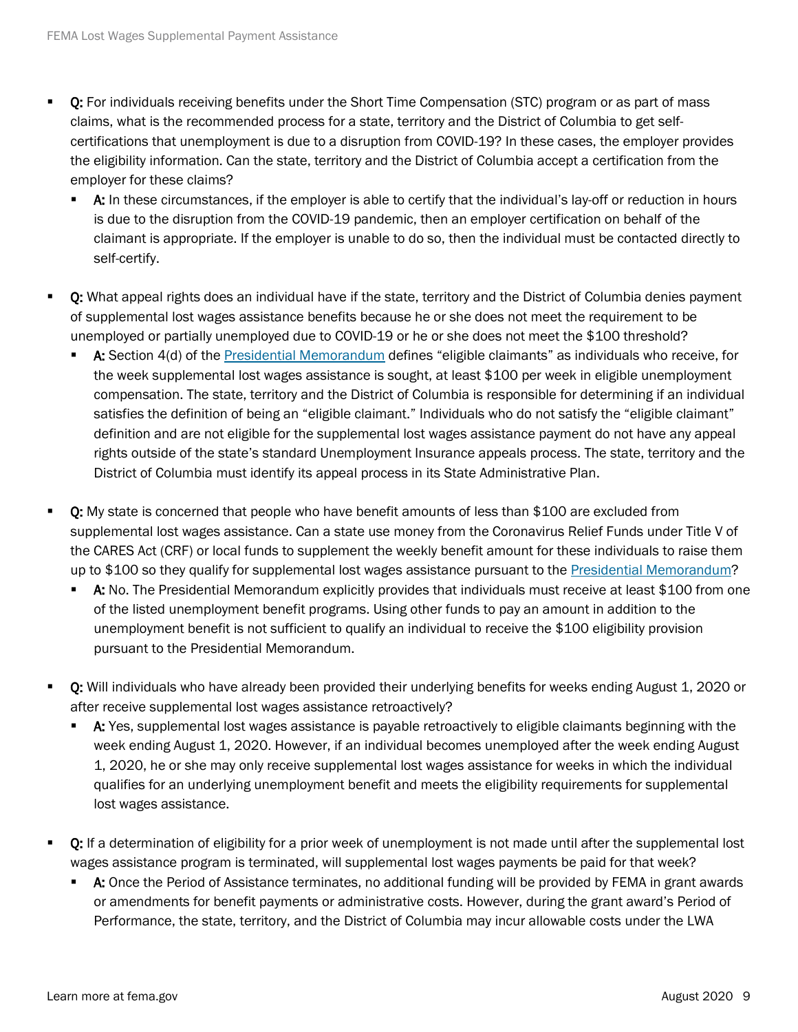- **Q:** For individuals receiving benefits under the Short Time Compensation (STC) program or as part of mass claims, what is the recommended process for a state, territory and the District of Columbia to get self-certifications that unemployment is due to a disruption from COVID-19? In these cases, the employer provides the eligibility information. Can the state, territory and the District of Columbia accept a certification from the employer for these claims?
  - **A:** In these circumstances, if the employer is able to certify that the individual's lay-off or reduction in hours is due to the disruption from the COVID-19 pandemic, then an employer certification on behalf of the claimant is appropriate. If the employer is unable to do so, then the individual must be contacted directly to self-certify.

- **Q:** What appeal rights does an individual have if the state, territory and the District of Columbia denies payment of supplemental lost wages assistance benefits because he or she does not meet the requirement to be unemployed or partially unemployed due to COVID-19 or he or she does not meet the $100 threshold?
  - **A:** Section 4(d) of the Presidential Memorandum defines "eligible claimants" as individuals who receive, for the week supplemental lost wages assistance is sought, at least $100 per week in eligible unemployment compensation. The state, territory and the District of Columbia is responsible for determining if an individual satisfies the definition of being an "eligible claimant." Individuals who do not satisfy the "eligible claimant" definition and are not eligible for the supplemental lost wages assistance payment do not have any appeal rights outside of the state's standard Unemployment Insurance appeals process. The state, territory and the District of Columbia must identify its appeal process in its State Administrative Plan.

- **Q:** My state is concerned that people who have benefit amounts of less than $100 are excluded from supplemental lost wages assistance. Can a state use money from the Coronavirus Relief Funds under Title V of the CARES Act (CRF) or local funds to supplement the weekly benefit amount for these individuals to raise them up to $100 so they qualify for supplemental lost wages assistance pursuant to the Presidential Memorandum?
  - **A:** No. The Presidential Memorandum explicitly provides that individuals must receive at least $100 from one of the listed unemployment benefit programs. Using other funds to pay an amount in addition to the unemployment benefit is not sufficient to qualify an individual to receive the $100 eligibility provision pursuant to the Presidential Memorandum.

- **Q:** Will individuals who have already been provided their underlying benefits for weeks ending August 1, 2020 or after receive supplemental lost wages assistance retroactively?
  - **A:** Yes, supplemental lost wages assistance is payable retroactively to eligible claimants beginning with the week ending August 1, 2020. However, if an individual becomes unemployed after the week ending August 1, 2020, he or she may only receive supplemental lost wages assistance for weeks in which the individual qualifies for an underlying unemployment benefit and meets the eligibility requirements for supplemental lost wages assistance.

- **Q:** If a determination of eligibility for a prior week of unemployment is not made until after the supplemental lost wages assistance program is terminated, will supplemental lost wages payments be paid for that week?
  - **A:** Once the Period of Assistance terminates, no additional funding will be provided by FEMA in grant awards or amendments for benefit payments or administrative costs. However, during the grant award's Period of Performance, the state, territory, and the District of Columbia may incur allowable costs under the LWA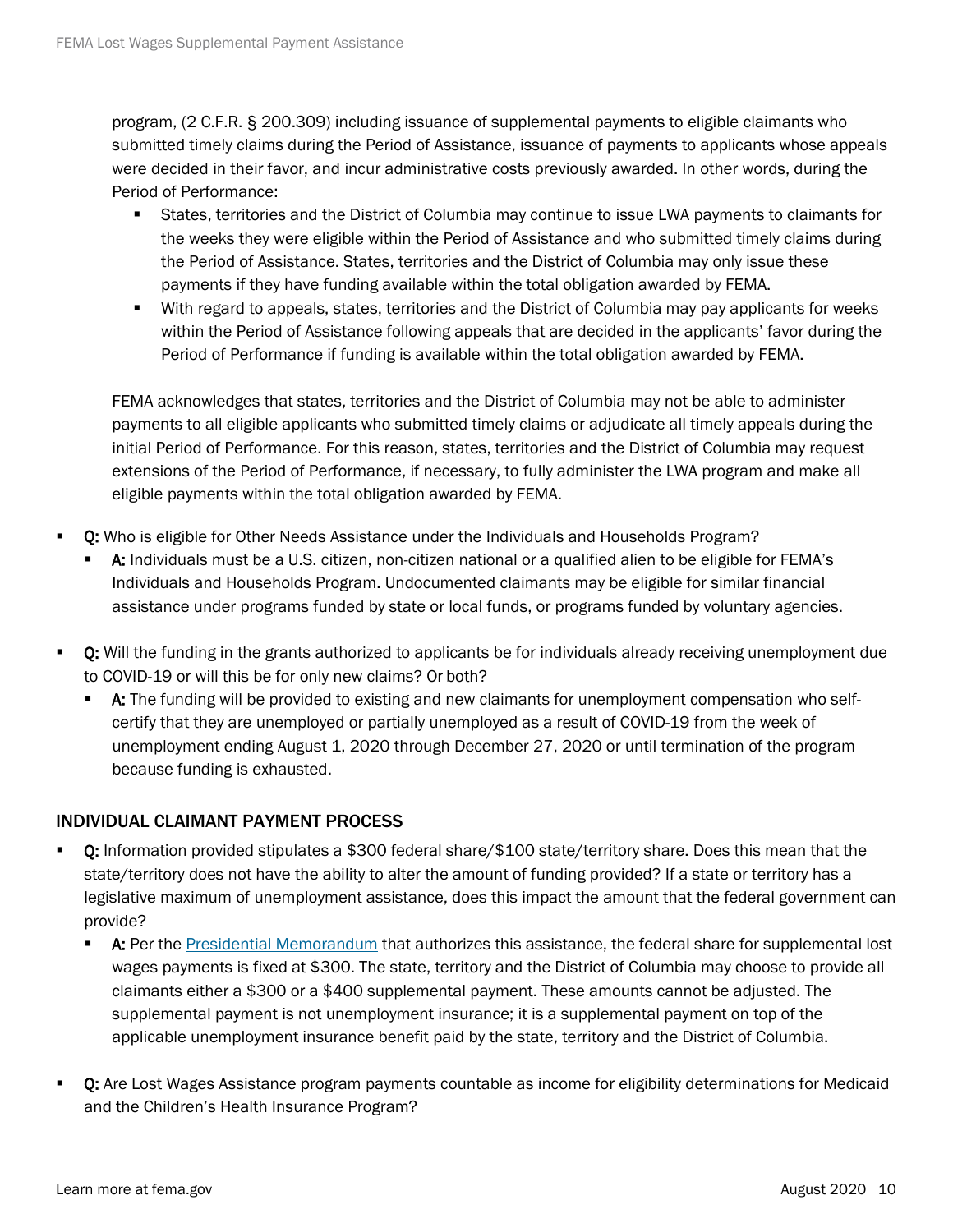program, (2 C.F.R. § 200.309) including issuance of supplemental payments to eligible claimants who submitted timely claims during the Period of Assistance, issuance of payments to applicants whose appeals were decided in their favor, and incur administrative costs previously awarded. In other words, during the Period of Performance:

- States, territories and the District of Columbia may continue to issue LWA payments to claimants for the weeks they were eligible within the Period of Assistance and who submitted timely claims during the Period of Assistance. States, territories and the District of Columbia may only issue these payments if they have funding available within the total obligation awarded by FEMA.
- With regard to appeals, states, territories and the District of Columbia may pay applicants for weeks within the Period of Assistance following appeals that are decided in the applicants' favor during the Period of Performance if funding is available within the total obligation awarded by FEMA.

FEMA acknowledges that states, territories and the District of Columbia may not be able to administer payments to all eligible applicants who submitted timely claims or adjudicate all timely appeals during the initial Period of Performance. For this reason, states, territories and the District of Columbia may request extensions of the Period of Performance, if necessary, to fully administer the LWA program and make all eligible payments within the total obligation awarded by FEMA.

- **Q:** Who is eligible for Other Needs Assistance under the Individuals and Households Program?
  - **A:** Individuals must be a U.S. citizen, non-citizen national or a qualified alien to be eligible for FEMA's Individuals and Households Program. Undocumented claimants may be eligible for similar financial assistance under programs funded by state or local funds, or programs funded by voluntary agencies.

- **Q:** Will the funding in the grants authorized to applicants be for individuals already receiving unemployment due to COVID-19 or will this be for only new claims? Or both?
  - **A:** The funding will be provided to existing and new claimants for unemployment compensation who self-certify that they are unemployed or partially unemployed as a result of COVID-19 from the week of unemployment ending August 1, 2020 through December 27, 2020 or until termination of the program because funding is exhausted.

## INDIVIDUAL CLAIMANT PAYMENT PROCESS

- **Q:** Information provided stipulates a $300 federal share/$100 state/territory share. Does this mean that the state/territory does not have the ability to alter the amount of funding provided? If a state or territory has a legislative maximum of unemployment assistance, does this impact the amount that the federal government can provide?
  - **A:** Per the [Presidential Memorandum](#) that authorizes this assistance, the federal share for supplemental lost wages payments is fixed at $300. The state, territory and the District of Columbia may choose to provide all claimants either a $300 or a $400 supplemental payment. These amounts cannot be adjusted. The supplemental payment is not unemployment insurance; it is a supplemental payment on top of the applicable unemployment insurance benefit paid by the state, territory and the District of Columbia.

- **Q:** Are Lost Wages Assistance program payments countable as income for eligibility determinations for Medicaid and the Children's Health Insurance Program?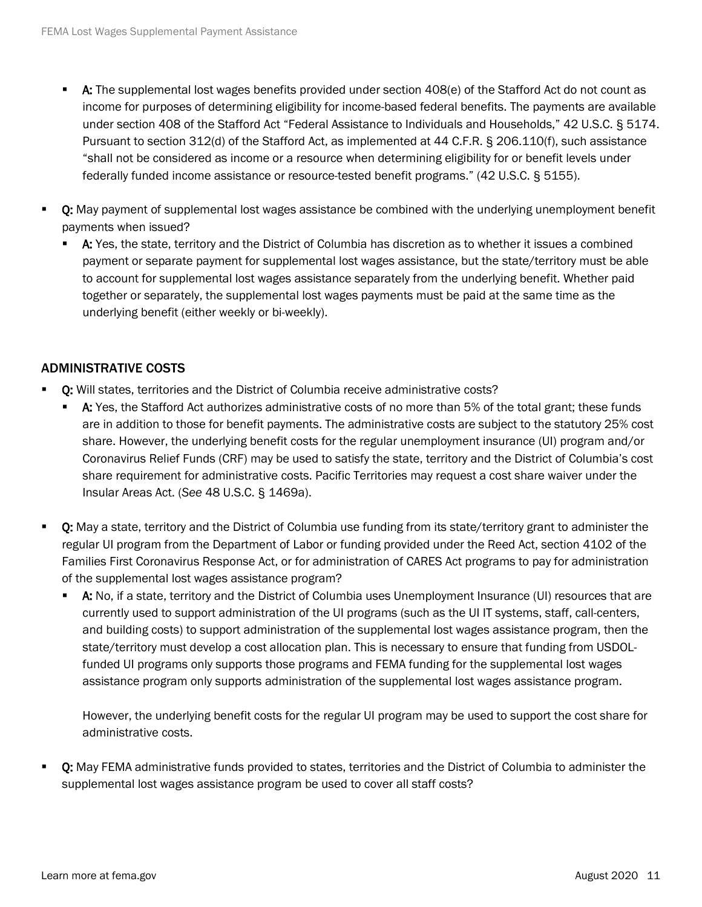- **A:** The supplemental lost wages benefits provided under section 408(e) of the Stafford Act do not count as income for purposes of determining eligibility for income-based federal benefits. The payments are available under section 408 of the Stafford Act "Federal Assistance to Individuals and Households," 42 U.S.C. § 5174. Pursuant to section 312(d) of the Stafford Act, as implemented at 44 C.F.R. § 206.110(f), such assistance "shall not be considered as income or a resource when determining eligibility for or benefit levels under federally funded income assistance or resource-tested benefit programs." (42 U.S.C. § 5155).

- **Q:** May payment of supplemental lost wages assistance be combined with the underlying unemployment benefit payments when issued?
  - **A:** Yes, the state, territory and the District of Columbia has discretion as to whether it issues a combined payment or separate payment for supplemental lost wages assistance, but the state/territory must be able to account for supplemental lost wages assistance separately from the underlying benefit. Whether paid together or separately, the supplemental lost wages payments must be paid at the same time as the underlying benefit (either weekly or bi-weekly).

## ADMINISTRATIVE COSTS

- **Q:** Will states, territories and the District of Columbia receive administrative costs?
  - **A:** Yes, the Stafford Act authorizes administrative costs of no more than 5% of the total grant; these funds are in addition to those for benefit payments. The administrative costs are subject to the statutory 25% cost share. However, the underlying benefit costs for the regular unemployment insurance (UI) program and/or Coronavirus Relief Funds (CRF) may be used to satisfy the state, territory and the District of Columbia's cost share requirement for administrative costs. Pacific Territories may request a cost share waiver under the Insular Areas Act. (*See* 48 U.S.C. § 1469a).

- **Q:** May a state, territory and the District of Columbia use funding from its state/territory grant to administer the regular UI program from the Department of Labor or funding provided under the Reed Act, section 4102 of the Families First Coronavirus Response Act, or for administration of CARES Act programs to pay for administration of the supplemental lost wages assistance program?
  - **A:** No, if a state, territory and the District of Columbia uses Unemployment Insurance (UI) resources that are currently used to support administration of the UI programs (such as the UI IT systems, staff, call-centers, and building costs) to support administration of the supplemental lost wages assistance program, then the state/territory must develop a cost allocation plan. This is necessary to ensure that funding from USDOL-funded UI programs only supports those programs and FEMA funding for the supplemental lost wages assistance program only supports administration of the supplemental lost wages assistance program.

    However, the underlying benefit costs for the regular UI program may be used to support the cost share for administrative costs.

- **Q:** May FEMA administrative funds provided to states, territories and the District of Columbia to administer the supplemental lost wages assistance program be used to cover all staff costs?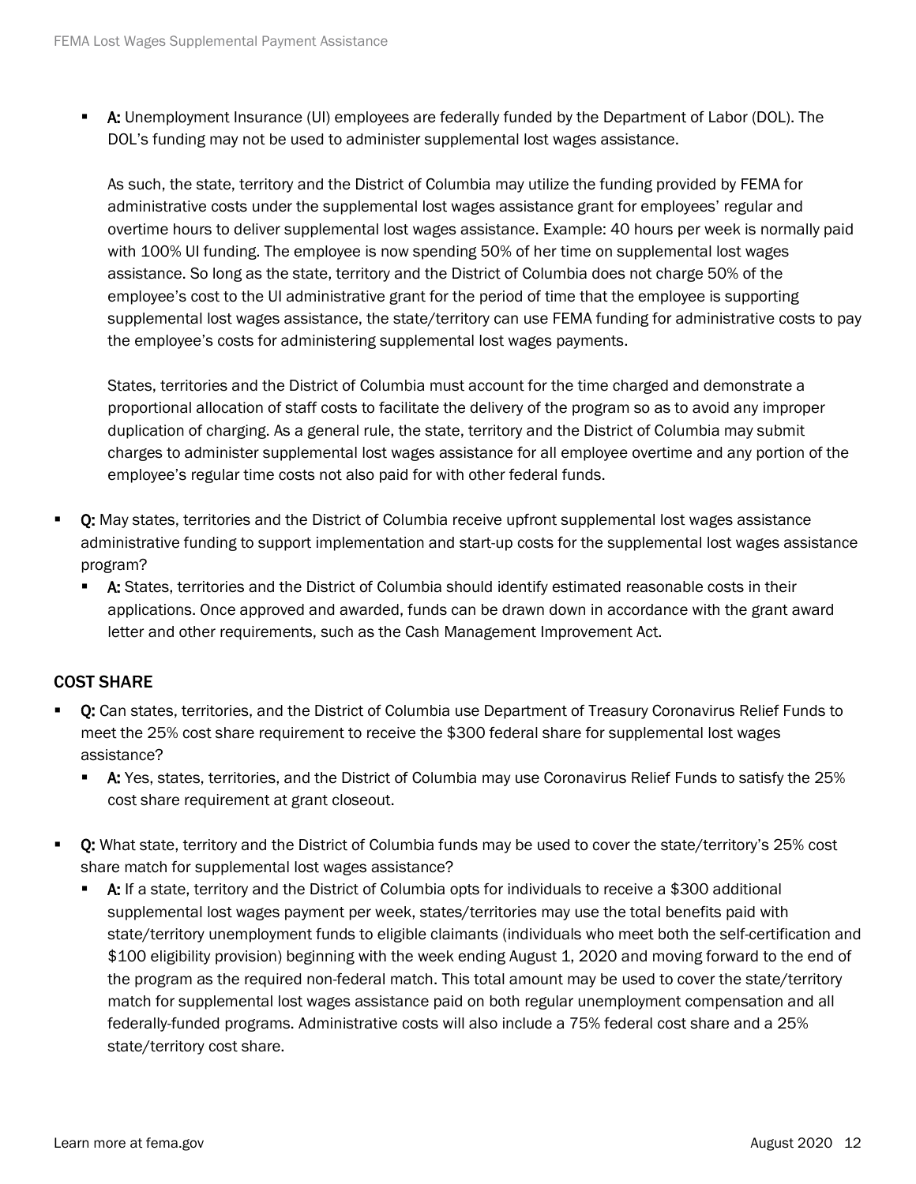- **A:** Unemployment Insurance (UI) employees are federally funded by the Department of Labor (DOL). The DOL's funding may not be used to administer supplemental lost wages assistance.

  As such, the state, territory and the District of Columbia may utilize the funding provided by FEMA for administrative costs under the supplemental lost wages assistance grant for employees' regular and overtime hours to deliver supplemental lost wages assistance. Example: 40 hours per week is normally paid with 100% UI funding. The employee is now spending 50% of her time on supplemental lost wages assistance. So long as the state, territory and the District of Columbia does not charge 50% of the employee's cost to the UI administrative grant for the period of time that the employee is supporting supplemental lost wages assistance, the state/territory can use FEMA funding for administrative costs to pay the employee's costs for administering supplemental lost wages payments.

  States, territories and the District of Columbia must account for the time charged and demonstrate a proportional allocation of staff costs to facilitate the delivery of the program so as to avoid any improper duplication of charging. As a general rule, the state, territory and the District of Columbia may submit charges to administer supplemental lost wages assistance for all employee overtime and any portion of the employee's regular time costs not also paid for with other federal funds.

- **Q:** May states, territories and the District of Columbia receive upfront supplemental lost wages assistance administrative funding to support implementation and start-up costs for the supplemental lost wages assistance program?
  - **A:** States, territories and the District of Columbia should identify estimated reasonable costs in their applications. Once approved and awarded, funds can be drawn down in accordance with the grant award letter and other requirements, such as the Cash Management Improvement Act.

## COST SHARE

- **Q:** Can states, territories, and the District of Columbia use Department of Treasury Coronavirus Relief Funds to meet the 25% cost share requirement to receive the $300 federal share for supplemental lost wages assistance?
  - **A:** Yes, states, territories, and the District of Columbia may use Coronavirus Relief Funds to satisfy the 25% cost share requirement at grant closeout.

- **Q:** What state, territory and the District of Columbia funds may be used to cover the state/territory's 25% cost share match for supplemental lost wages assistance?
  - **A:** If a state, territory and the District of Columbia opts for individuals to receive a $300 additional supplemental lost wages payment per week, states/territories may use the total benefits paid with state/territory unemployment funds to eligible claimants (individuals who meet both the self-certification and $100 eligibility provision) beginning with the week ending August 1, 2020 and moving forward to the end of the program as the required non-federal match. This total amount may be used to cover the state/territory match for supplemental lost wages assistance paid on both regular unemployment compensation and all federally-funded programs. Administrative costs will also include a 75% federal cost share and a 25% state/territory cost share.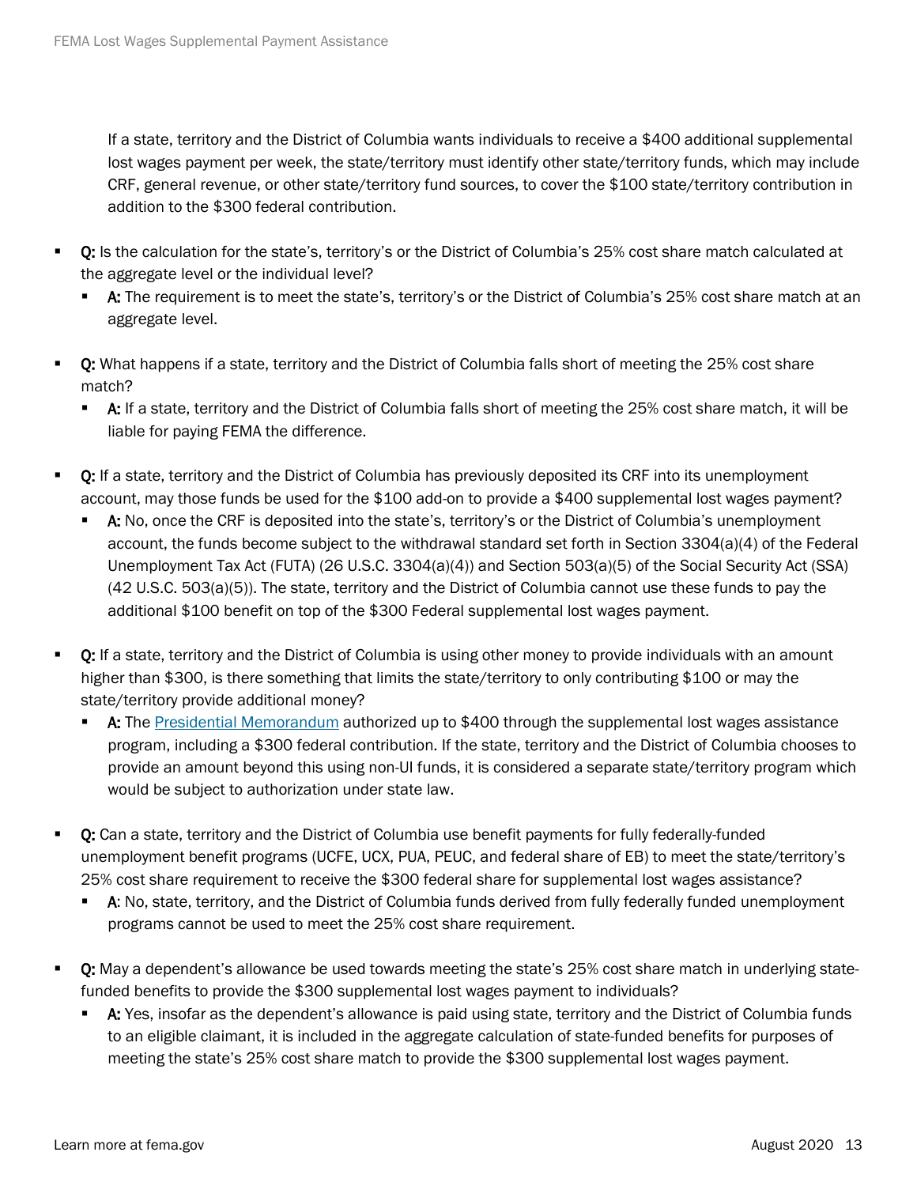If a state, territory and the District of Columbia wants individuals to receive a $400 additional supplemental lost wages payment per week, the state/territory must identify other state/territory funds, which may include CRF, general revenue, or other state/territory fund sources, to cover the $100 state/territory contribution in addition to the $300 federal contribution.

- **Q:** Is the calculation for the state's, territory's or the District of Columbia's 25% cost share match calculated at the aggregate level or the individual level?
  - **A:** The requirement is to meet the state's, territory's or the District of Columbia's 25% cost share match at an aggregate level.
- **Q:** What happens if a state, territory and the District of Columbia falls short of meeting the 25% cost share match?
  - **A:** If a state, territory and the District of Columbia falls short of meeting the 25% cost share match, it will be liable for paying FEMA the difference.
- **Q:** If a state, territory and the District of Columbia has previously deposited its CRF into its unemployment account, may those funds be used for the $100 add-on to provide a $400 supplemental lost wages payment?
  - **A:** No, once the CRF is deposited into the state's, territory's or the District of Columbia's unemployment account, the funds become subject to the withdrawal standard set forth in Section 3304(a)(4) of the Federal Unemployment Tax Act (FUTA) (26 U.S.C. 3304(a)(4)) and Section 503(a)(5) of the Social Security Act (SSA) (42 U.S.C. 503(a)(5)). The state, territory and the District of Columbia cannot use these funds to pay the additional $100 benefit on top of the $300 Federal supplemental lost wages payment.
- **Q:** If a state, territory and the District of Columbia is using other money to provide individuals with an amount higher than $300, is there something that limits the state/territory to only contributing $100 or may the state/territory provide additional money?
  - **A:** The Presidential Memorandum authorized up to $400 through the supplemental lost wages assistance program, including a $300 federal contribution. If the state, territory and the District of Columbia chooses to provide an amount beyond this using non-UI funds, it is considered a separate state/territory program which would be subject to authorization under state law.
- **Q:** Can a state, territory and the District of Columbia use benefit payments for fully federally-funded unemployment benefit programs (UCFE, UCX, PUA, PEUC, and federal share of EB) to meet the state/territory's 25% cost share requirement to receive the $300 federal share for supplemental lost wages assistance?
  - **A**: No, state, territory, and the District of Columbia funds derived from fully federally funded unemployment programs cannot be used to meet the 25% cost share requirement.
- **Q:** May a dependent's allowance be used towards meeting the state's 25% cost share match in underlying state-funded benefits to provide the $300 supplemental lost wages payment to individuals?
  - **A:** Yes, insofar as the dependent's allowance is paid using state, territory and the District of Columbia funds to an eligible claimant, it is included in the aggregate calculation of state-funded benefits for purposes of meeting the state's 25% cost share match to provide the $300 supplemental lost wages payment.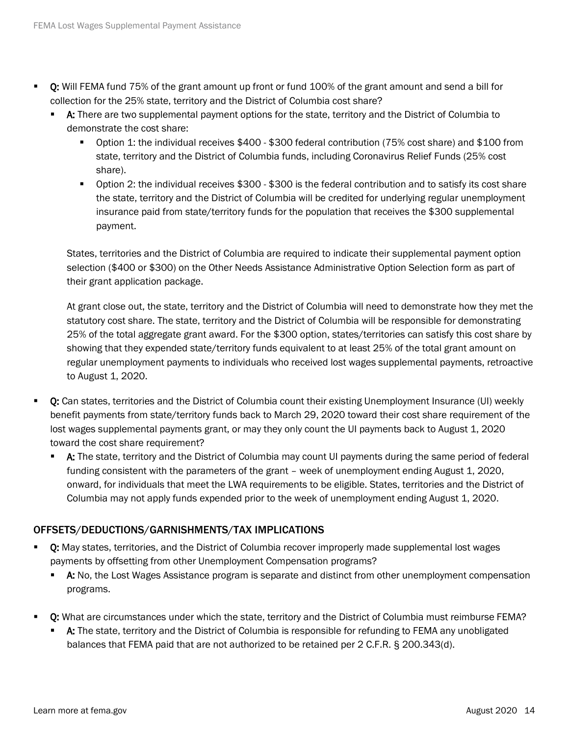- **Q:** Will FEMA fund 75% of the grant amount up front or fund 100% of the grant amount and send a bill for collection for the 25% state, territory and the District of Columbia cost share?
  - **A:** There are two supplemental payment options for the state, territory and the District of Columbia to demonstrate the cost share:
    - Option 1: the individual receives $400 - $300 federal contribution (75% cost share) and $100 from state, territory and the District of Columbia funds, including Coronavirus Relief Funds (25% cost share).
    - Option 2: the individual receives $300 - $300 is the federal contribution and to satisfy its cost share the state, territory and the District of Columbia will be credited for underlying regular unemployment insurance paid from state/territory funds for the population that receives the $300 supplemental payment.

    States, territories and the District of Columbia are required to indicate their supplemental payment option selection ($400 or $300) on the Other Needs Assistance Administrative Option Selection form as part of their grant application package.

    At grant close out, the state, territory and the District of Columbia will need to demonstrate how they met the statutory cost share. The state, territory and the District of Columbia will be responsible for demonstrating 25% of the total aggregate grant award. For the $300 option, states/territories can satisfy this cost share by showing that they expended state/territory funds equivalent to at least 25% of the total grant amount on regular unemployment payments to individuals who received lost wages supplemental payments, retroactive to August 1, 2020.

- **Q:** Can states, territories and the District of Columbia count their existing Unemployment Insurance (UI) weekly benefit payments from state/territory funds back to March 29, 2020 toward their cost share requirement of the lost wages supplemental payments grant, or may they only count the UI payments back to August 1, 2020 toward the cost share requirement?
  - **A:** The state, territory and the District of Columbia may count UI payments during the same period of federal funding consistent with the parameters of the grant – week of unemployment ending August 1, 2020, onward, for individuals that meet the LWA requirements to be eligible. States, territories and the District of Columbia may not apply funds expended prior to the week of unemployment ending August 1, 2020.

## OFFSETS/DEDUCTIONS/GARNISHMENTS/TAX IMPLICATIONS

- **Q:** May states, territories, and the District of Columbia recover improperly made supplemental lost wages payments by offsetting from other Unemployment Compensation programs?
  - **A:** No, the Lost Wages Assistance program is separate and distinct from other unemployment compensation programs.

- **Q:** What are circumstances under which the state, territory and the District of Columbia must reimburse FEMA?
  - **A:** The state, territory and the District of Columbia is responsible for refunding to FEMA any unobligated balances that FEMA paid that are not authorized to be retained per 2 C.F.R. § 200.343(d).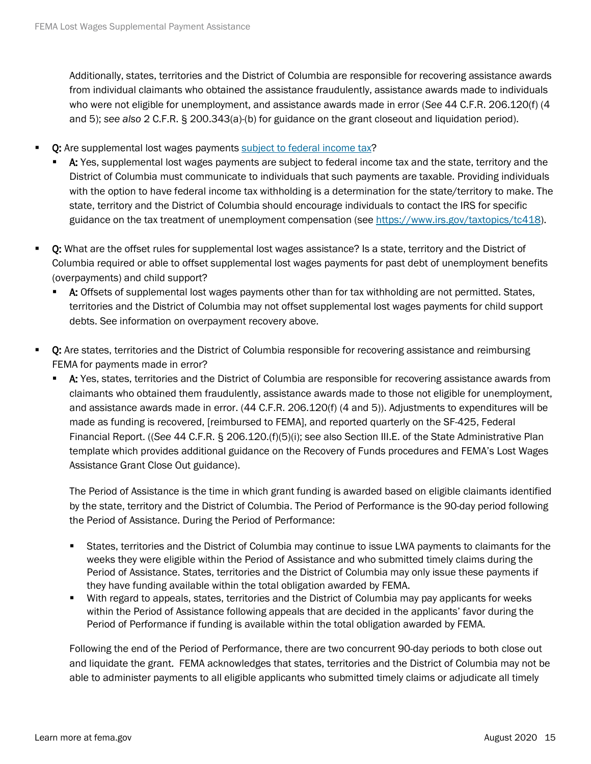Additionally, states, territories and the District of Columbia are responsible for recovering assistance awards from individual claimants who obtained the assistance fraudulently, assistance awards made to individuals who were not eligible for unemployment, and assistance awards made in error (*See* 44 C.F.R. 206.120(f) (4 and 5); *see also* 2 C.F.R. § 200.343(a)-(b) for guidance on the grant closeout and liquidation period).

- **Q:** Are supplemental lost wages payments [subject to federal income tax](https://www.irs.gov/taxtopics/tc418)?
  - **A:** Yes, supplemental lost wages payments are subject to federal income tax and the state, territory and the District of Columbia must communicate to individuals that such payments are taxable. Providing individuals with the option to have federal income tax withholding is a determination for the state/territory to make. The state, territory and the District of Columbia should encourage individuals to contact the IRS for specific guidance on the tax treatment of unemployment compensation (see https://www.irs.gov/taxtopics/tc418).

- **Q:** What are the offset rules for supplemental lost wages assistance? Is a state, territory and the District of Columbia required or able to offset supplemental lost wages payments for past debt of unemployment benefits (overpayments) and child support?
  - **A:** Offsets of supplemental lost wages payments other than for tax withholding are not permitted. States, territories and the District of Columbia may not offset supplemental lost wages payments for child support debts. See information on overpayment recovery above.

- **Q:** Are states, territories and the District of Columbia responsible for recovering assistance and reimbursing FEMA for payments made in error?
  - **A:** Yes, states, territories and the District of Columbia are responsible for recovering assistance awards from claimants who obtained them fraudulently, assistance awards made to those not eligible for unemployment, and assistance awards made in error. (44 C.F.R. 206.120(f) (4 and 5)). Adjustments to expenditures will be made as funding is recovered, [reimbursed to FEMA], and reported quarterly on the SF-425, Federal Financial Report. ((*See* 44 C.F.R. § 206.120.(f)(5)(i); see also Section III.E. of the State Administrative Plan template which provides additional guidance on the Recovery of Funds procedures and FEMA's Lost Wages Assistance Grant Close Out guidance).

    The Period of Assistance is the time in which grant funding is awarded based on eligible claimants identified by the state, territory and the District of Columbia. The Period of Performance is the 90-day period following the Period of Assistance. During the Period of Performance:

    - States, territories and the District of Columbia may continue to issue LWA payments to claimants for the weeks they were eligible within the Period of Assistance and who submitted timely claims during the Period of Assistance. States, territories and the District of Columbia may only issue these payments if they have funding available within the total obligation awarded by FEMA.
    - With regard to appeals, states, territories and the District of Columbia may pay applicants for weeks within the Period of Assistance following appeals that are decided in the applicants' favor during the Period of Performance if funding is available within the total obligation awarded by FEMA.

    Following the end of the Period of Performance, there are two concurrent 90-day periods to both close out and liquidate the grant. FEMA acknowledges that states, territories and the District of Columbia may not be able to administer payments to all eligible applicants who submitted timely claims or adjudicate all timely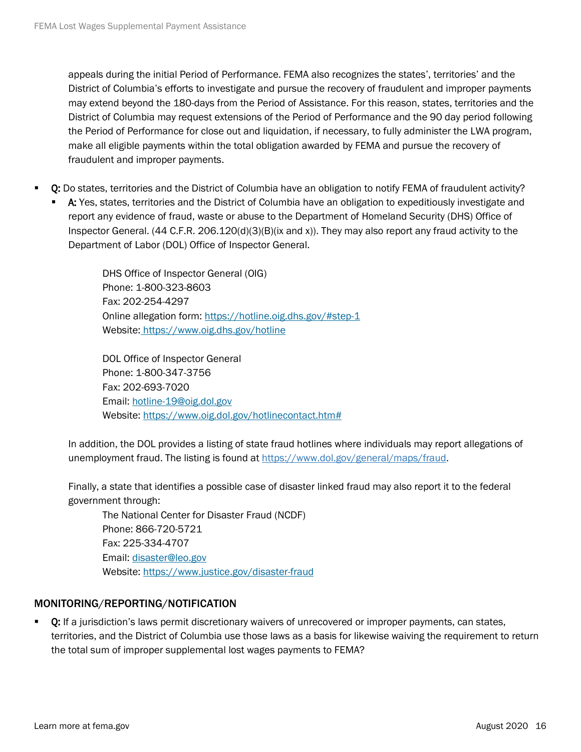appeals during the initial Period of Performance. FEMA also recognizes the states', territories' and the District of Columbia's efforts to investigate and pursue the recovery of fraudulent and improper payments may extend beyond the 180-days from the Period of Assistance. For this reason, states, territories and the District of Columbia may request extensions of the Period of Performance and the 90 day period following the Period of Performance for close out and liquidation, if necessary, to fully administer the LWA program, make all eligible payments within the total obligation awarded by FEMA and pursue the recovery of fraudulent and improper payments.

- **Q:** Do states, territories and the District of Columbia have an obligation to notify FEMA of fraudulent activity?
  - **A:** Yes, states, territories and the District of Columbia have an obligation to expeditiously investigate and report any evidence of fraud, waste or abuse to the Department of Homeland Security (DHS) Office of Inspector General. (44 C.F.R. 206.120(d)(3)(B)(ix and x)). They may also report any fraud activity to the Department of Labor (DOL) Office of Inspector General.

    DHS Office of Inspector General (OIG)  
    Phone: 1-800-323-8603  
    Fax: 202-254-4297  
    Online allegation form: https://hotline.oig.dhs.gov/#step-1  
    Website: https://www.oig.dhs.gov/hotline

    DOL Office of Inspector General  
    Phone: 1-800-347-3756  
    Fax: 202-693-7020  
    Email: hotline-19@oig.dol.gov  
    Website: https://www.oig.dol.gov/hotlinecontact.htm#

    In addition, the DOL provides a listing of state fraud hotlines where individuals may report allegations of unemployment fraud. The listing is found at https://www.dol.gov/general/maps/fraud.

    Finally, a state that identifies a possible case of disaster linked fraud may also report it to the federal government through:

    The National Center for Disaster Fraud (NCDF)  
    Phone: 866-720-5721  
    Fax: 225-334-4707  
    Email: disaster@leo.gov  
    Website: https://www.justice.gov/disaster-fraud

## MONITORING/REPORTING/NOTIFICATION

- **Q:** If a jurisdiction's laws permit discretionary waivers of unrecovered or improper payments, can states, territories, and the District of Columbia use those laws as a basis for likewise waiving the requirement to return the total sum of improper supplemental lost wages payments to FEMA?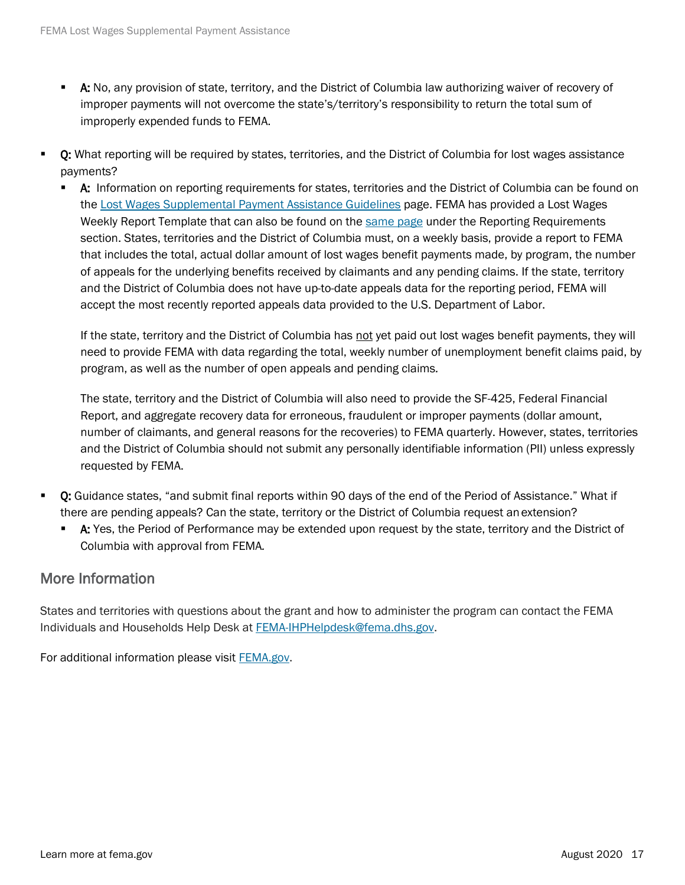- **A:** No, any provision of state, territory, and the District of Columbia law authorizing waiver of recovery of improper payments will not overcome the state's/territory's responsibility to return the total sum of improperly expended funds to FEMA.

- **Q:** What reporting will be required by states, territories, and the District of Columbia for lost wages assistance payments?
  - **A:** Information on reporting requirements for states, territories and the District of Columbia can be found on the Lost Wages Supplemental Payment Assistance Guidelines page. FEMA has provided a Lost Wages Weekly Report Template that can also be found on the same page under the Reporting Requirements section. States, territories and the District of Columbia must, on a weekly basis, provide a report to FEMA that includes the total, actual dollar amount of lost wages benefit payments made, by program, the number of appeals for the underlying benefits received by claimants and any pending claims. If the state, territory and the District of Columbia does not have up-to-date appeals data for the reporting period, FEMA will accept the most recently reported appeals data provided to the U.S. Department of Labor.

    If the state, territory and the District of Columbia has not yet paid out lost wages benefit payments, they will need to provide FEMA with data regarding the total, weekly number of unemployment benefit claims paid, by program, as well as the number of open appeals and pending claims.

    The state, territory and the District of Columbia will also need to provide the SF-425, Federal Financial Report, and aggregate recovery data for erroneous, fraudulent or improper payments (dollar amount, number of claimants, and general reasons for the recoveries) to FEMA quarterly. However, states, territories and the District of Columbia should not submit any personally identifiable information (PII) unless expressly requested by FEMA.

- **Q:** Guidance states, "and submit final reports within 90 days of the end of the Period of Assistance." What if there are pending appeals? Can the state, territory or the District of Columbia request an extension?
  - **A:** Yes, the Period of Performance may be extended upon request by the state, territory and the District of Columbia with approval from FEMA.

## More Information

States and territories with questions about the grant and how to administer the program can contact the FEMA Individuals and Households Help Desk at FEMA-IHPHelpdesk@fema.dhs.gov.

For additional information please visit FEMA.gov.